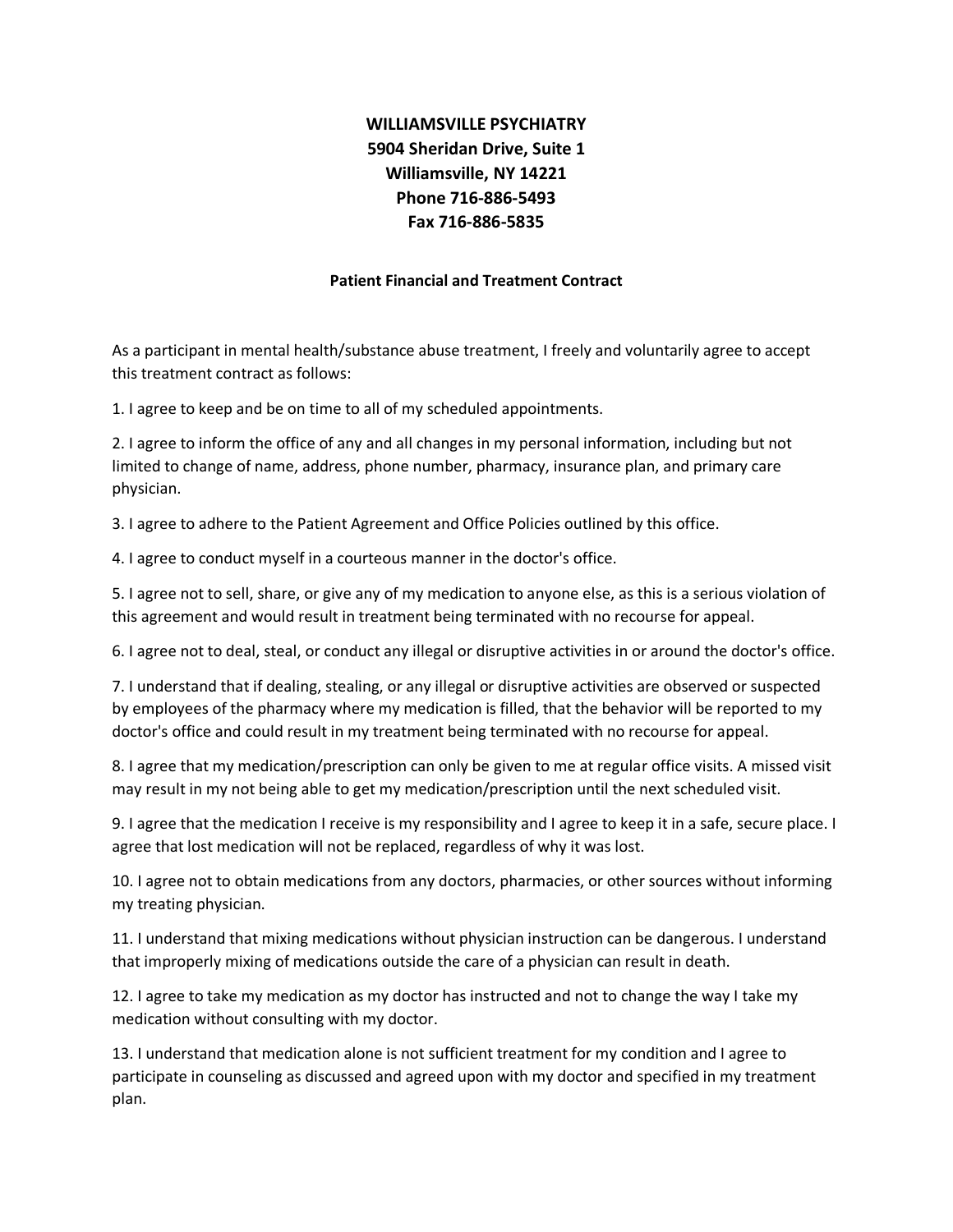**WILLIAMSVILLE PSYCHIATRY**
**5904 Sheridan Drive, Suite 1**
**Williamsville, NY 14221**
**Phone 716-886-5493**
**Fax 716-886-5835**

**Patient Financial and Treatment Contract**

As a participant in mental health/substance abuse treatment, I freely and voluntarily agree to accept this treatment contract as follows:

1. I agree to keep and be on time to all of my scheduled appointments.

2. I agree to inform the office of any and all changes in my personal information, including but not limited to change of name, address, phone number, pharmacy, insurance plan, and primary care physician.

3. I agree to adhere to the Patient Agreement and Office Policies outlined by this office.

4. I agree to conduct myself in a courteous manner in the doctor's office.

5. I agree not to sell, share, or give any of my medication to anyone else, as this is a serious violation of this agreement and would result in treatment being terminated with no recourse for appeal.

6. I agree not to deal, steal, or conduct any illegal or disruptive activities in or around the doctor's office.

7. I understand that if dealing, stealing, or any illegal or disruptive activities are observed or suspected by employees of the pharmacy where my medication is filled, that the behavior will be reported to my doctor's office and could result in my treatment being terminated with no recourse for appeal.

8. I agree that my medication/prescription can only be given to me at regular office visits. A missed visit may result in my not being able to get my medication/prescription until the next scheduled visit.

9. I agree that the medication I receive is my responsibility and I agree to keep it in a safe, secure place. I agree that lost medication will not be replaced, regardless of why it was lost.

10. I agree not to obtain medications from any doctors, pharmacies, or other sources without informing my treating physician.

11. I understand that mixing medications without physician instruction can be dangerous. I understand that improperly mixing of medications outside the care of a physician can result in death.

12. I agree to take my medication as my doctor has instructed and not to change the way I take my medication without consulting with my doctor.

13. I understand that medication alone is not sufficient treatment for my condition and I agree to participate in counseling as discussed and agreed upon with my doctor and specified in my treatment plan.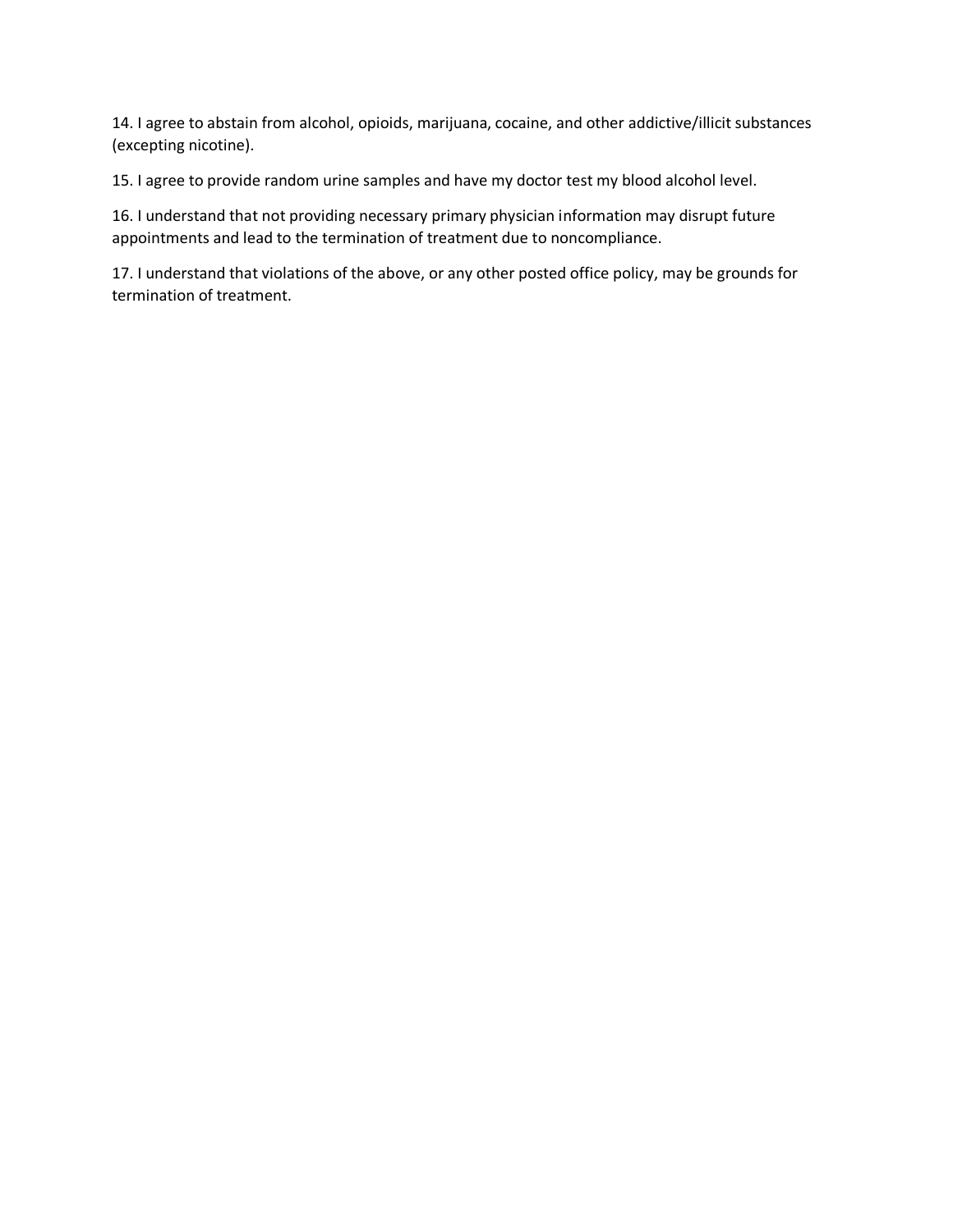14. I agree to abstain from alcohol, opioids, marijuana, cocaine, and other addictive/illicit substances (excepting nicotine).

15. I agree to provide random urine samples and have my doctor test my blood alcohol level.

16. I understand that not providing necessary primary physician information may disrupt future appointments and lead to the termination of treatment due to noncompliance.

17. I understand that violations of the above, or any other posted office policy, may be grounds for termination of treatment.